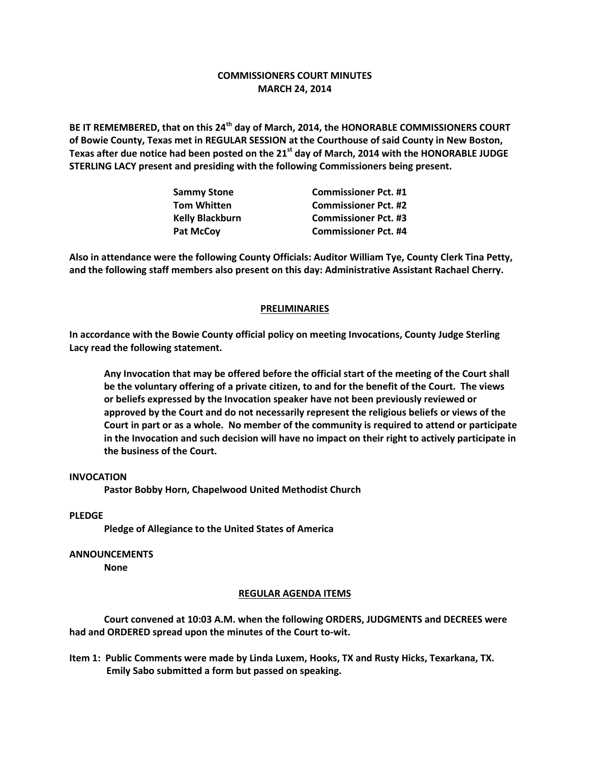# COMMISSIONERS COURT MINUTES
## MARCH 24, 2014

**BE IT REMEMBERED, that on this 24th day of March, 2014, the HONORABLE COMMISSIONERS COURT of Bowie County, Texas met in REGULAR SESSION at the Courthouse of said County in New Boston, Texas after due notice had been posted on the 21st day of March, 2014 with the HONORABLE JUDGE STERLING LACY present and presiding with the following Commissioners being present.**

| | |
|---|---|
| **Sammy Stone** | **Commissioner Pct. #1** |
| **Tom Whitten** | **Commissioner Pct. #2** |
| **Kelly Blackburn** | **Commissioner Pct. #3** |
| **Pat McCoy** | **Commissioner Pct. #4** |

**Also in attendance were the following County Officials: Auditor William Tye, County Clerk Tina Petty, and the following staff members also present on this day: Administrative Assistant Rachael Cherry.**

## PRELIMINARIES

**In accordance with the Bowie County official policy on meeting Invocations, County Judge Sterling Lacy read the following statement.**

> **Any Invocation that may be offered before the official start of the meeting of the Court shall be the voluntary offering of a private citizen, to and for the benefit of the Court. The views or beliefs expressed by the Invocation speaker have not been previously reviewed or approved by the Court and do not necessarily represent the religious beliefs or views of the Court in part or as a whole. No member of the community is required to attend or participate in the Invocation and such decision will have no impact on their right to actively participate in the business of the Court.**

**INVOCATION**

**Pastor Bobby Horn, Chapelwood United Methodist Church**

**PLEDGE**

**Pledge of Allegiance to the United States of America**

**ANNOUNCEMENTS**

**None**

## REGULAR AGENDA ITEMS

**Court convened at 10:03 A.M. when the following ORDERS, JUDGMENTS and DECREES were had and ORDERED spread upon the minutes of the Court to-wit.**

**Item 1: Public Comments were made by Linda Luxem, Hooks, TX and Rusty Hicks, Texarkana, TX. Emily Sabo submitted a form but passed on speaking.**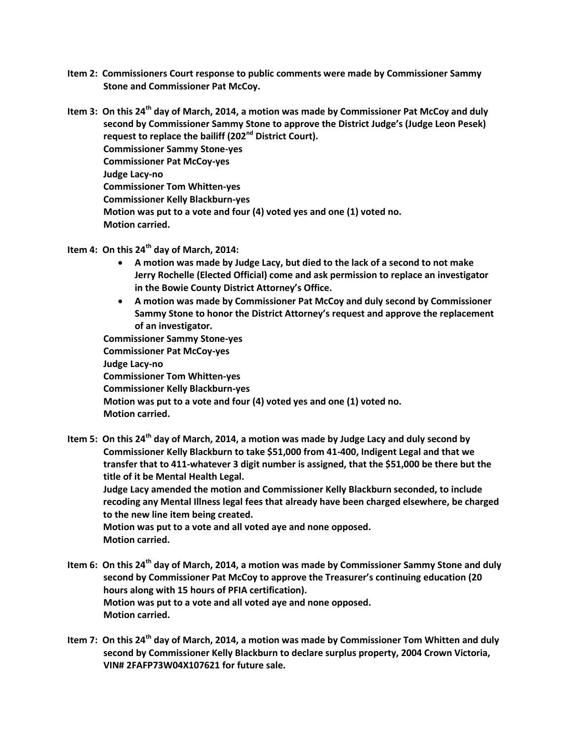**Item 2: Commissioners Court response to public comments were made by Commissioner Sammy Stone and Commissioner Pat McCoy.**

**Item 3: On this 24th day of March, 2014, a motion was made by Commissioner Pat McCoy and duly second by Commissioner Sammy Stone to approve the District Judge's (Judge Leon Pesek) request to replace the bailiff (202nd District Court).**
**Commissioner Sammy Stone-yes**
**Commissioner Pat McCoy-yes**
**Judge Lacy-no**
**Commissioner Tom Whitten-yes**
**Commissioner Kelly Blackburn-yes**
**Motion was put to a vote and four (4) voted yes and one (1) voted no.**
**Motion carried.**

**Item 4: On this 24th day of March, 2014:**

- **A motion was made by Judge Lacy, but died to the lack of a second to not make Jerry Rochelle (Elected Official) come and ask permission to replace an investigator in the Bowie County District Attorney's Office.**
- **A motion was made by Commissioner Pat McCoy and duly second by Commissioner Sammy Stone to honor the District Attorney's request and approve the replacement of an investigator.**

**Commissioner Sammy Stone-yes**
**Commissioner Pat McCoy-yes**
**Judge Lacy-no**
**Commissioner Tom Whitten-yes**
**Commissioner Kelly Blackburn-yes**
**Motion was put to a vote and four (4) voted yes and one (1) voted no.**
**Motion carried.**

**Item 5: On this 24th day of March, 2014, a motion was made by Judge Lacy and duly second by Commissioner Kelly Blackburn to take $51,000 from 41-400, Indigent Legal and that we transfer that to 411-whatever 3 digit number is assigned, that the $51,000 be there but the title of it be Mental Health Legal.**
**Judge Lacy amended the motion and Commissioner Kelly Blackburn seconded, to include recoding any Mental Illness legal fees that already have been charged elsewhere, be charged to the new line item being created.**
**Motion was put to a vote and all voted aye and none opposed.**
**Motion carried.**

**Item 6: On this 24th day of March, 2014, a motion was made by Commissioner Sammy Stone and duly second by Commissioner Pat McCoy to approve the Treasurer's continuing education (20 hours along with 15 hours of PFIA certification).**
**Motion was put to a vote and all voted aye and none opposed.**
**Motion carried.**

**Item 7: On this 24th day of March, 2014, a motion was made by Commissioner Tom Whitten and duly second by Commissioner Kelly Blackburn to declare surplus property, 2004 Crown Victoria, VIN# 2FAFP73W04X107621 for future sale.**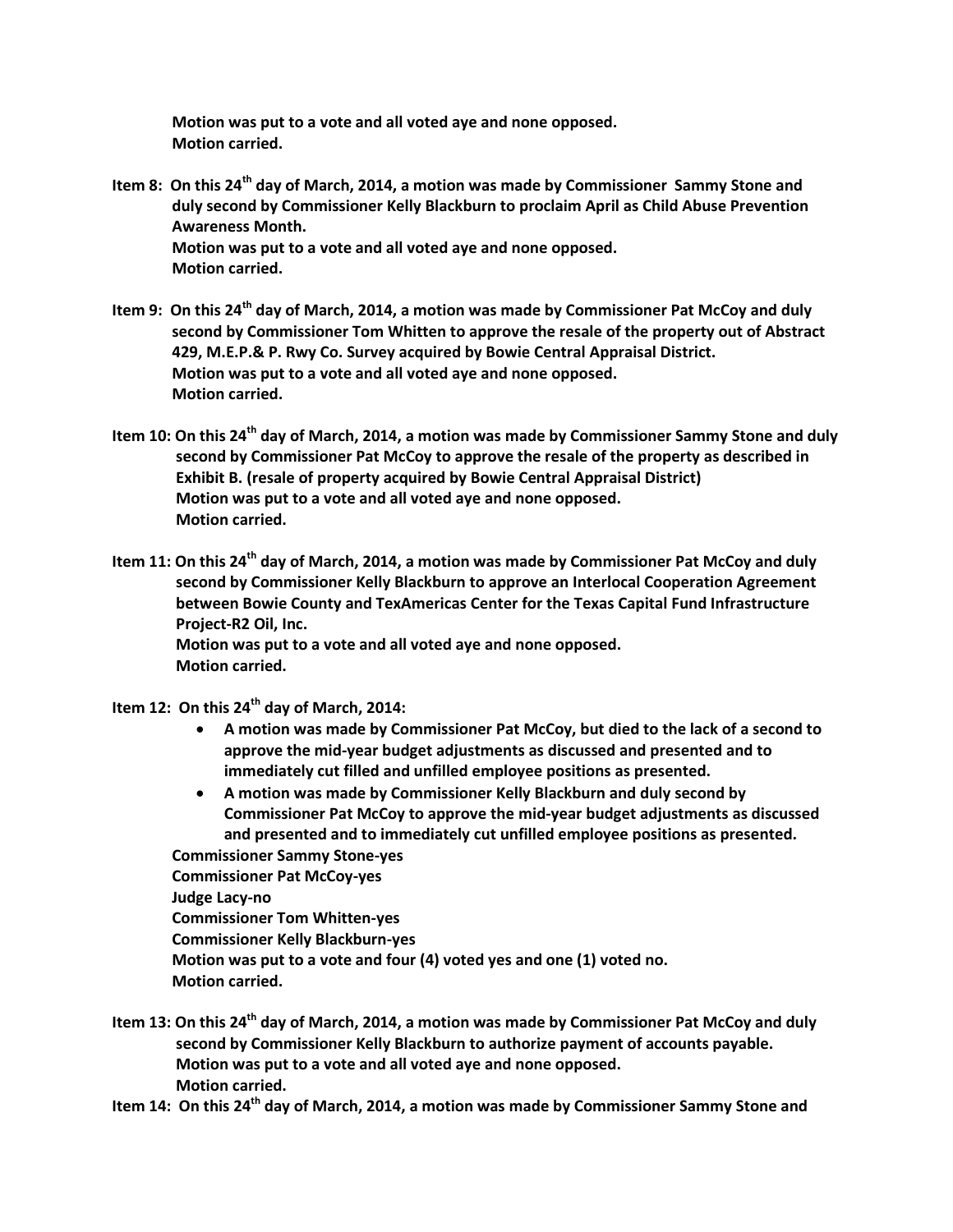**Motion was put to a vote and all voted aye and none opposed.**
**Motion carried.**

**Item 8: On this 24th day of March, 2014, a motion was made by Commissioner Sammy Stone and duly second by Commissioner Kelly Blackburn to proclaim April as Child Abuse Prevention Awareness Month.**
**Motion was put to a vote and all voted aye and none opposed.**
**Motion carried.**

**Item 9: On this 24th day of March, 2014, a motion was made by Commissioner Pat McCoy and duly second by Commissioner Tom Whitten to approve the resale of the property out of Abstract 429, M.E.P.& P. Rwy Co. Survey acquired by Bowie Central Appraisal District.**
**Motion was put to a vote and all voted aye and none opposed.**
**Motion carried.**

**Item 10: On this 24th day of March, 2014, a motion was made by Commissioner Sammy Stone and duly second by Commissioner Pat McCoy to approve the resale of the property as described in Exhibit B. (resale of property acquired by Bowie Central Appraisal District)**
**Motion was put to a vote and all voted aye and none opposed.**
**Motion carried.**

**Item 11: On this 24th day of March, 2014, a motion was made by Commissioner Pat McCoy and duly second by Commissioner Kelly Blackburn to approve an Interlocal Cooperation Agreement between Bowie County and TexAmericas Center for the Texas Capital Fund Infrastructure Project-R2 Oil, Inc.**
**Motion was put to a vote and all voted aye and none opposed.**
**Motion carried.**

**Item 12: On this 24th day of March, 2014:**

- **A motion was made by Commissioner Pat McCoy, but died to the lack of a second to approve the mid-year budget adjustments as discussed and presented and to immediately cut filled and unfilled employee positions as presented.**
- **A motion was made by Commissioner Kelly Blackburn and duly second by Commissioner Pat McCoy to approve the mid-year budget adjustments as discussed and presented and to immediately cut unfilled employee positions as presented.**

**Commissioner Sammy Stone-yes**
**Commissioner Pat McCoy-yes**
**Judge Lacy-no**
**Commissioner Tom Whitten-yes**
**Commissioner Kelly Blackburn-yes**
**Motion was put to a vote and four (4) voted yes and one (1) voted no.**
**Motion carried.**

**Item 13: On this 24th day of March, 2014, a motion was made by Commissioner Pat McCoy and duly second by Commissioner Kelly Blackburn to authorize payment of accounts payable.**
**Motion was put to a vote and all voted aye and none opposed.**
**Motion carried.**

**Item 14: On this 24th day of March, 2014, a motion was made by Commissioner Sammy Stone and**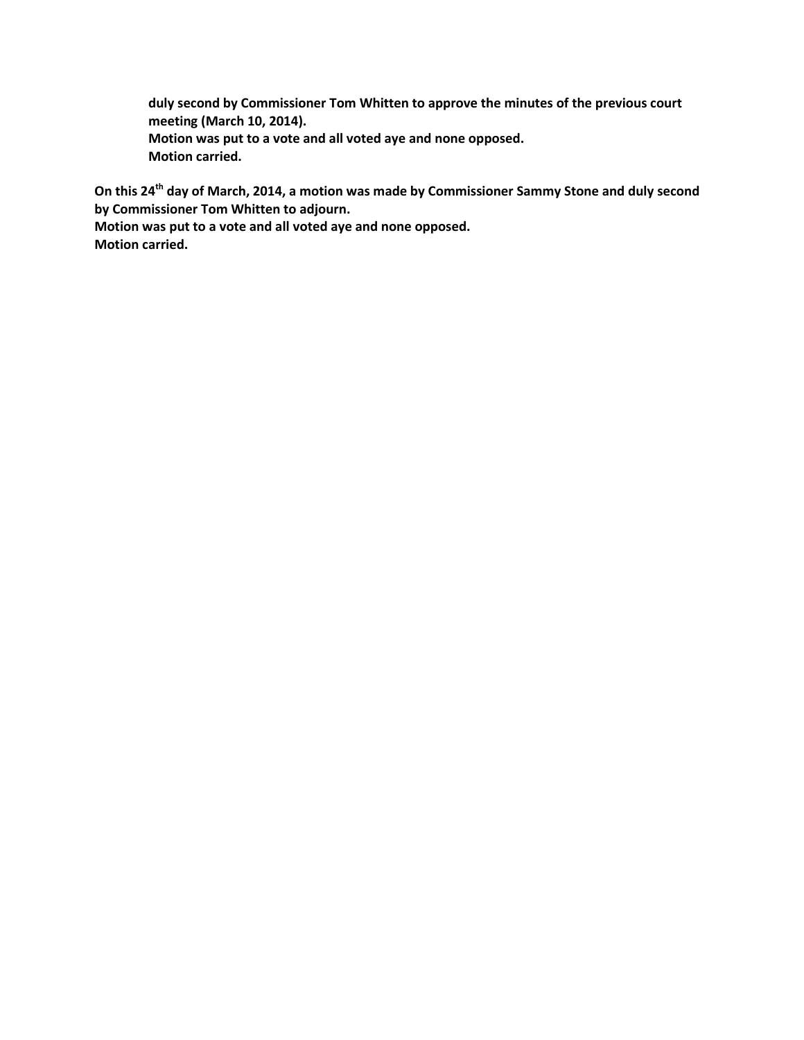**duly second by Commissioner Tom Whitten to approve the minutes of the previous court meeting (March 10, 2014).**
**Motion was put to a vote and all voted aye and none opposed.**
**Motion carried.**

**On this 24th day of March, 2014, a motion was made by Commissioner Sammy Stone and duly second by Commissioner Tom Whitten to adjourn.**
**Motion was put to a vote and all voted aye and none opposed.**
**Motion carried.**